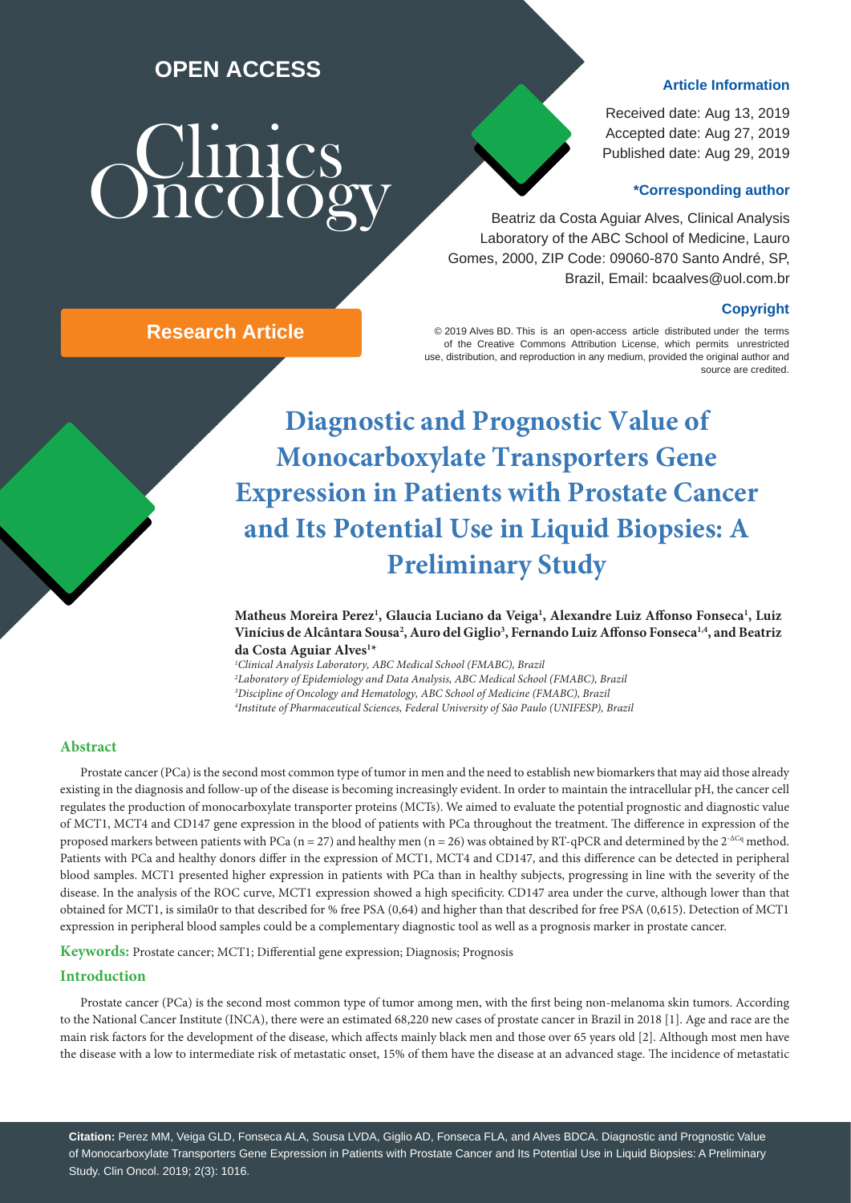OPEN ACCESS

Clinics Oncology

**Article Information**

Received date: Aug 13, 2019
Accepted date: Aug 27, 2019
Published date: Aug 29, 2019

**\*Corresponding author**

Beatriz da Costa Aguiar Alves, Clinical Analysis Laboratory of the ABC School of Medicine, Lauro Gomes, 2000, ZIP Code: 09060-870 Santo André, SP, Brazil, Email: bcaalves@uol.com.br

**Copyright**

© 2019 Alves BD. This is an open-access article distributed under the terms of the Creative Commons Attribution License, which permits unrestricted use, distribution, and reproduction in any medium, provided the original author and source are credited.

**Research Article**

# Diagnostic and Prognostic Value of Monocarboxylate Transporters Gene Expression in Patients with Prostate Cancer and Its Potential Use in Liquid Biopsies: A Preliminary Study

**Matheus Moreira Perez[1], Glaucia Luciano da Veiga[1], Alexandre Luiz Affonso Fonseca[1], Luiz Vinícius de Alcântara Sousa[2], Auro del Giglio[3], Fernando Luiz Affonso Fonseca[1,4], and Beatriz da Costa Aguiar Alves[1*]**

[1]*Clinical Analysis Laboratory, ABC Medical School (FMABC), Brazil*
[2]*Laboratory of Epidemiology and Data Analysis, ABC Medical School (FMABC), Brazil*
[3]*Discipline of Oncology and Hematology, ABC School of Medicine (FMABC), Brazil*
[4]*Institute of Pharmaceutical Sciences, Federal University of São Paulo (UNIFESP), Brazil*

## Abstract

Prostate cancer (PCa) is the second most common type of tumor in men and the need to establish new biomarkers that may aid those already existing in the diagnosis and follow-up of the disease is becoming increasingly evident. In order to maintain the intracellular pH, the cancer cell regulates the production of monocarboxylate transporter proteins (MCTs). We aimed to evaluate the potential prognostic and diagnostic value of MCT1, MCT4 and CD147 gene expression in the blood of patients with PCa throughout the treatment. The difference in expression of the proposed markers between patients with PCa (n = 27) and healthy men (n = 26) was obtained by RT-qPCR and determined by the $2^{-\Delta Cq}$ method. Patients with PCa and healthy donors differ in the expression of MCT1, MCT4 and CD147, and this difference can be detected in peripheral blood samples. MCT1 presented higher expression in patients with PCa than in healthy subjects, progressing in line with the severity of the disease. In the analysis of the ROC curve, MCT1 expression showed a high specificity. CD147 area under the curve, although lower than that obtained for MCT1, is simila0r to that described for % free PSA (0,64) and higher than that described for free PSA (0,615). Detection of MCT1 expression in peripheral blood samples could be a complementary diagnostic tool as well as a prognosis marker in prostate cancer.

**Keywords:** Prostate cancer; MCT1; Differential gene expression; Diagnosis; Prognosis

## Introduction

Prostate cancer (PCa) is the second most common type of tumor among men, with the first being non-melanoma skin tumors. According to the National Cancer Institute (INCA), there were an estimated 68,220 new cases of prostate cancer in Brazil in 2018 [1]. Age and race are the main risk factors for the development of the disease, which affects mainly black men and those over 65 years old [2]. Although most men have the disease with a low to intermediate risk of metastatic onset, 15% of them have the disease at an advanced stage. The incidence of metastatic

**Citation:** Perez MM, Veiga GLD, Fonseca ALA, Sousa LVDA, Giglio AD, Fonseca FLA, and Alves BDCA. Diagnostic and Prognostic Value of Monocarboxylate Transporters Gene Expression in Patients with Prostate Cancer and Its Potential Use in Liquid Biopsies: A Preliminary Study. Clin Oncol. 2019; 2(3): 1016.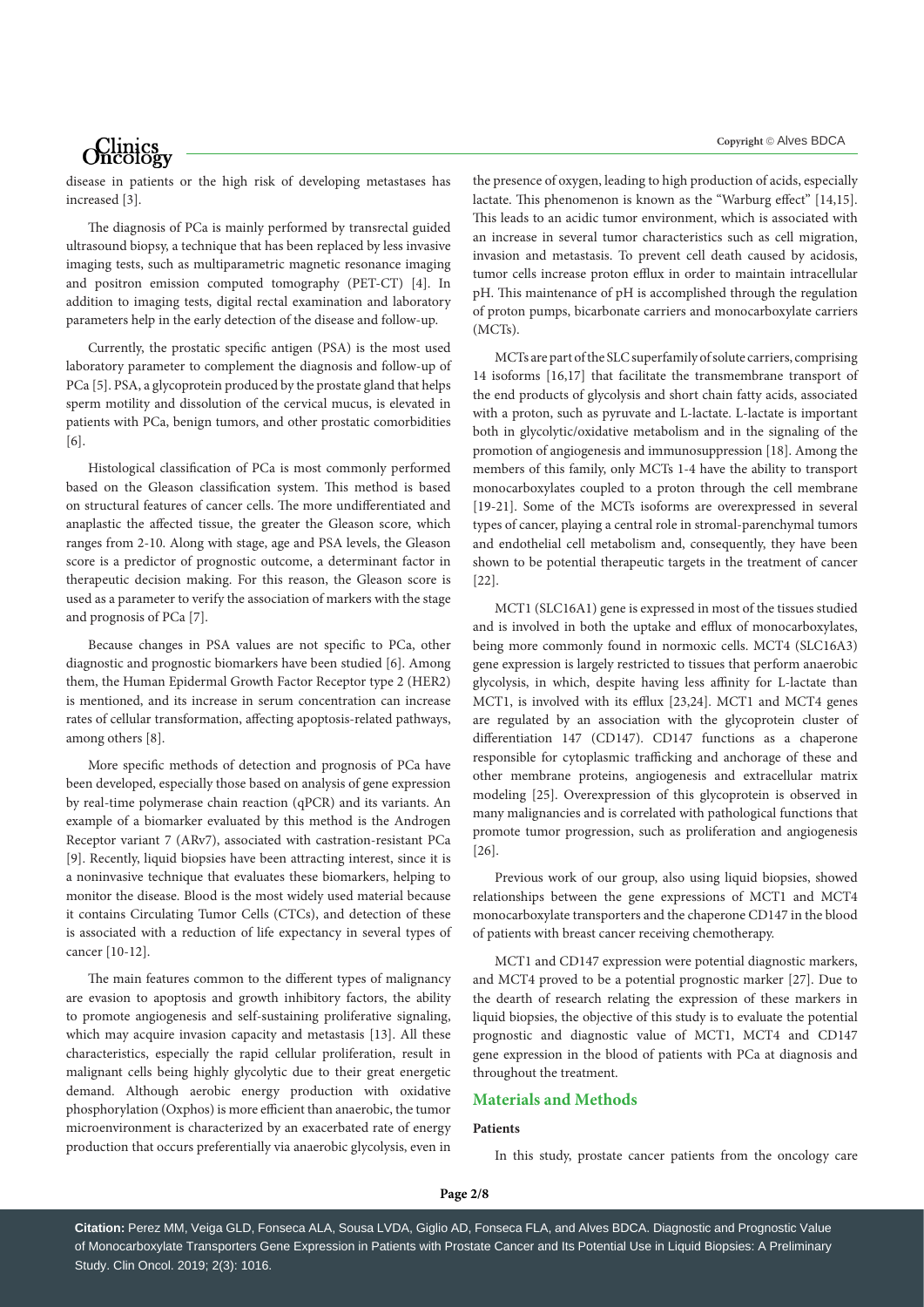disease in patients or the high risk of developing metastases has increased [3].

The diagnosis of PCa is mainly performed by transrectal guided ultrasound biopsy, a technique that has been replaced by less invasive imaging tests, such as multiparametric magnetic resonance imaging and positron emission computed tomography (PET-CT) [4]. In addition to imaging tests, digital rectal examination and laboratory parameters help in the early detection of the disease and follow-up.

Currently, the prostatic specific antigen (PSA) is the most used laboratory parameter to complement the diagnosis and follow-up of PCa [5]. PSA, a glycoprotein produced by the prostate gland that helps sperm motility and dissolution of the cervical mucus, is elevated in patients with PCa, benign tumors, and other prostatic comorbidities [6].

Histological classification of PCa is most commonly performed based on the Gleason classification system. This method is based on structural features of cancer cells. The more undifferentiated and anaplastic the affected tissue, the greater the Gleason score, which ranges from 2-10. Along with stage, age and PSA levels, the Gleason score is a predictor of prognostic outcome, a determinant factor in therapeutic decision making. For this reason, the Gleason score is used as a parameter to verify the association of markers with the stage and prognosis of PCa [7].

Because changes in PSA values are not specific to PCa, other diagnostic and prognostic biomarkers have been studied [6]. Among them, the Human Epidermal Growth Factor Receptor type 2 (HER2) is mentioned, and its increase in serum concentration can increase rates of cellular transformation, affecting apoptosis-related pathways, among others [8].

More specific methods of detection and prognosis of PCa have been developed, especially those based on analysis of gene expression by real-time polymerase chain reaction (qPCR) and its variants. An example of a biomarker evaluated by this method is the Androgen Receptor variant 7 (ARv7), associated with castration-resistant PCa [9]. Recently, liquid biopsies have been attracting interest, since it is a noninvasive technique that evaluates these biomarkers, helping to monitor the disease. Blood is the most widely used material because it contains Circulating Tumor Cells (CTCs), and detection of these is associated with a reduction of life expectancy in several types of cancer [10-12].

The main features common to the different types of malignancy are evasion to apoptosis and growth inhibitory factors, the ability to promote angiogenesis and self-sustaining proliferative signaling, which may acquire invasion capacity and metastasis [13]. All these characteristics, especially the rapid cellular proliferation, result in malignant cells being highly glycolytic due to their great energetic demand. Although aerobic energy production with oxidative phosphorylation (Oxphos) is more efficient than anaerobic, the tumor microenvironment is characterized by an exacerbated rate of energy production that occurs preferentially via anaerobic glycolysis, even in the presence of oxygen, leading to high production of acids, especially lactate. This phenomenon is known as the "Warburg effect" [14,15]. This leads to an acidic tumor environment, which is associated with an increase in several tumor characteristics such as cell migration, invasion and metastasis. To prevent cell death caused by acidosis, tumor cells increase proton efflux in order to maintain intracellular pH. This maintenance of pH is accomplished through the regulation of proton pumps, bicarbonate carriers and monocarboxylate carriers (MCTs).

MCTs are part of the SLC superfamily of solute carriers, comprising 14 isoforms [16,17] that facilitate the transmembrane transport of the end products of glycolysis and short chain fatty acids, associated with a proton, such as pyruvate and L-lactate. L-lactate is important both in glycolytic/oxidative metabolism and in the signaling of the promotion of angiogenesis and immunosuppression [18]. Among the members of this family, only MCTs 1-4 have the ability to transport monocarboxylates coupled to a proton through the cell membrane [19-21]. Some of the MCTs isoforms are overexpressed in several types of cancer, playing a central role in stromal-parenchymal tumors and endothelial cell metabolism and, consequently, they have been shown to be potential therapeutic targets in the treatment of cancer [22].

MCT1 (SLC16A1) gene is expressed in most of the tissues studied and is involved in both the uptake and efflux of monocarboxylates, being more commonly found in normoxic cells. MCT4 (SLC16A3) gene expression is largely restricted to tissues that perform anaerobic glycolysis, in which, despite having less affinity for L-lactate than MCT1, is involved with its efflux [23,24]. MCT1 and MCT4 genes are regulated by an association with the glycoprotein cluster of differentiation 147 (CD147). CD147 functions as a chaperone responsible for cytoplasmic trafficking and anchorage of these and other membrane proteins, angiogenesis and extracellular matrix modeling [25]. Overexpression of this glycoprotein is observed in many malignancies and is correlated with pathological functions that promote tumor progression, such as proliferation and angiogenesis [26].

Previous work of our group, also using liquid biopsies, showed relationships between the gene expressions of MCT1 and MCT4 monocarboxylate transporters and the chaperone CD147 in the blood of patients with breast cancer receiving chemotherapy.

MCT1 and CD147 expression were potential diagnostic markers, and MCT4 proved to be a potential prognostic marker [27]. Due to the dearth of research relating the expression of these markers in liquid biopsies, the objective of this study is to evaluate the potential prognostic and diagnostic value of MCT1, MCT4 and CD147 gene expression in the blood of patients with PCa at diagnosis and throughout the treatment.

## Materials and Methods

### Patients

In this study, prostate cancer patients from the oncology care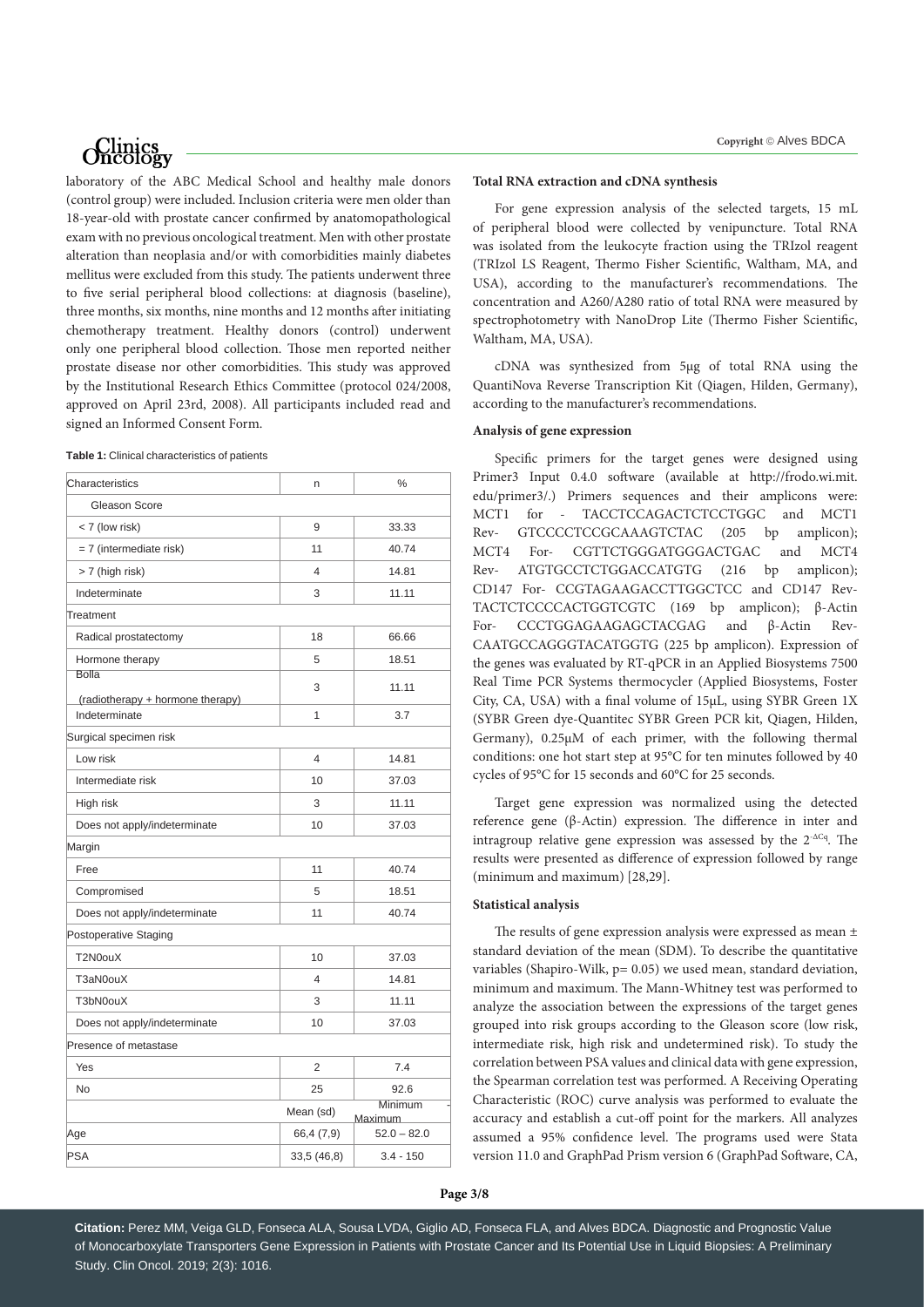laboratory of the ABC Medical School and healthy male donors (control group) were included. Inclusion criteria were men older than 18-year-old with prostate cancer confirmed by anatomopathological exam with no previous oncological treatment. Men with other prostate alteration than neoplasia and/or with comorbidities mainly diabetes mellitus were excluded from this study. The patients underwent three to five serial peripheral blood collections: at diagnosis (baseline), three months, six months, nine months and 12 months after initiating chemotherapy treatment. Healthy donors (control) underwent only one peripheral blood collection. Those men reported neither prostate disease nor other comorbidities. This study was approved by the Institutional Research Ethics Committee (protocol 024/2008, approved on April 23rd, 2008). All participants included read and signed an Informed Consent Form.

**Table 1:** Clinical characteristics of patients

| Characteristics | n | % |
|---|---|---|
| Gleason Score | | |
| < 7 (low risk) | 9 | 33.33 |
| = 7 (intermediate risk) | 11 | 40.74 |
| > 7 (high risk) | 4 | 14.81 |
| Indeterminate | 3 | 11.11 |
| Treatment | | |
| Radical prostatectomy | 18 | 66.66 |
| Hormone therapy | 5 | 18.51 |
| Bolla (radiotherapy + hormone therapy) | 3 | 11.11 |
| Indeterminate | 1 | 3.7 |
| Surgical specimen risk | | |
| Low risk | 4 | 14.81 |
| Intermediate risk | 10 | 37.03 |
| High risk | 3 | 11.11 |
| Does not apply/indeterminate | 10 | 37.03 |
| Margin | | |
| Free | 11 | 40.74 |
| Compromised | 5 | 18.51 |
| Does not apply/indeterminate | 11 | 40.74 |
| Postoperative Staging | | |
| T2N0ouX | 10 | 37.03 |
| T3aN0ouX | 4 | 14.81 |
| T3bN0ouX | 3 | 11.11 |
| Does not apply/indeterminate | 10 | 37.03 |
| Presence of metastase | | |
| Yes | 2 | 7.4 |
| No | 25 | 92.6 |
| | Mean (sd) | Minimum - Maximum |
| Age | 66,4 (7,9) | 52.0 – 82.0 |
| PSA | 33,5 (46,8) | 3.4 - 150 |

**Total RNA extraction and cDNA synthesis**

For gene expression analysis of the selected targets, 15 mL of peripheral blood were collected by venipuncture. Total RNA was isolated from the leukocyte fraction using the TRIzol reagent (TRIzol LS Reagent, Thermo Fisher Scientific, Waltham, MA, and USA), according to the manufacturer's recommendations. The concentration and A260/A280 ratio of total RNA were measured by spectrophotometry with NanoDrop Lite (Thermo Fisher Scientific, Waltham, MA, USA).

cDNA was synthesized from 5μg of total RNA using the QuantiNova Reverse Transcription Kit (Qiagen, Hilden, Germany), according to the manufacturer's recommendations.

**Analysis of gene expression**

Specific primers for the target genes were designed using Primer3 Input 0.4.0 software (available at http://frodo.wi.mit.edu/primer3/.) Primers sequences and their amplicons were: MCT1 for - TACCTCCAGACTCTCCTGGC and MCT1 Rev- GTCCCCTCCGCAAAGTCTAC (205 bp amplicon); MCT4 For- CGTTCTGGGATGGGACTGAC and MCT4 Rev- ATGTGCCTCTGGACCATGTG (216 bp amplicon); CD147 For- CCGTAGAAGACCTTGGCTCC and CD147 Rev-TACTCTCCCCACTGGTCGTC (169 bp amplicon); β-Actin For- CCCTGGAGAAGAGCTACGAG and β-Actin Rev-CAATGCCAGGGTACATGGTG (225 bp amplicon). Expression of the genes was evaluated by RT-qPCR in an Applied Biosystems 7500 Real Time PCR Systems thermocycler (Applied Biosystems, Foster City, CA, USA) with a final volume of 15μL, using SYBR Green 1X (SYBR Green dye-Quantitec SYBR Green PCR kit, Qiagen, Hilden, Germany), 0.25μM of each primer, with the following thermal conditions: one hot start step at 95°C for ten minutes followed by 40 cycles of 95°C for 15 seconds and 60°C for 25 seconds.

Target gene expression was normalized using the detected reference gene (β-Actin) expression. The difference in inter and intragroup relative gene expression was assessed by the $2^{-\Delta Cq}$. The results were presented as difference of expression followed by range (minimum and maximum) [28,29].

**Statistical analysis**

The results of gene expression analysis were expressed as mean ± standard deviation of the mean (SDM). To describe the quantitative variables (Shapiro-Wilk, p= 0.05) we used mean, standard deviation, minimum and maximum. The Mann-Whitney test was performed to analyze the association between the expressions of the target genes grouped into risk groups according to the Gleason score (low risk, intermediate risk, high risk and undetermined risk). To study the correlation between PSA values and clinical data with gene expression, the Spearman correlation test was performed. A Receiving Operating Characteristic (ROC) curve analysis was performed to evaluate the accuracy and establish a cut-off point for the markers. All analyzes assumed a 95% confidence level. The programs used were Stata version 11.0 and GraphPad Prism version 6 (GraphPad Software, CA,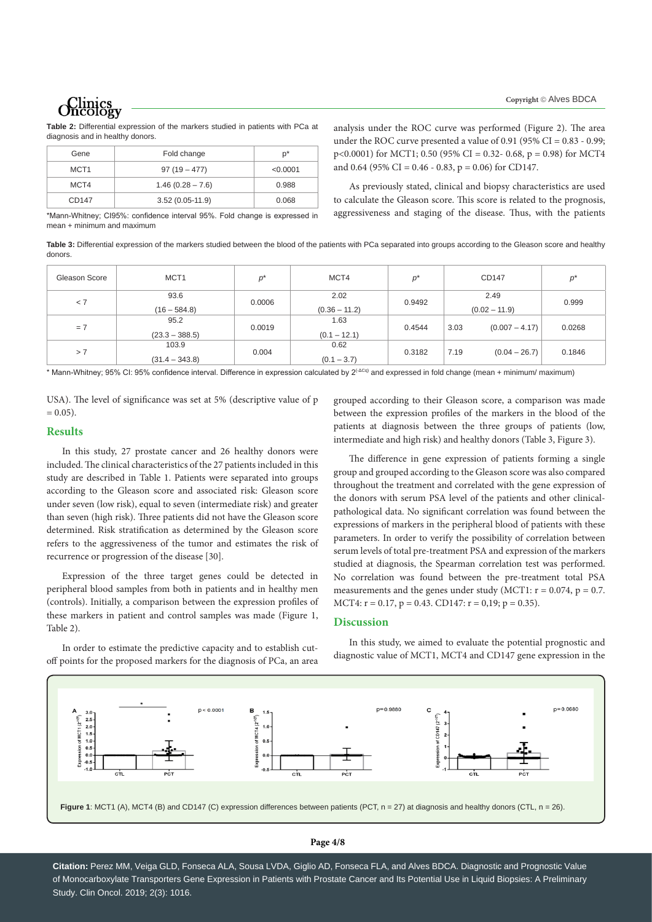**Table 2:** Differential expression of the markers studied in patients with PCa at diagnosis and in healthy donors.

| Gene | Fold change | p* |
|---|---|---|
| MCT1 | 97 (19 – 477) | <0.0001 |
| MCT4 | 1.46 (0.28 – 7.6) | 0.988 |
| CD147 | 3.52 (0.05-11.9) | 0.068 |

*Mann-Whitney; CI95%: confidence interval 95%. Fold change is expressed in mean + minimum and maximum

analysis under the ROC curve was performed (Figure 2). The area under the ROC curve presented a value of 0.91 (95% CI = 0.83 - 0.99; p<0.0001) for MCT1; 0.50 (95% CI = 0.32- 0.68, p = 0.98) for MCT4 and 0.64 (95% CI = 0.46 - 0.83, p = 0.06) for CD147.

As previously stated, clinical and biopsy characteristics are used to calculate the Gleason score. This score is related to the prognosis, aggressiveness and staging of the disease. Thus, with the patients grouped according to their Gleason score, a comparison was made between the expression profiles of the markers in the blood of the patients at diagnosis between the three groups of patients (low, intermediate and high risk) and healthy donors (Table 3, Figure 3).

**Table 3:** Differential expression of the markers studied between the blood of the patients with PCa separated into groups according to the Gleason score and healthy donors.

| Gleason Score | MCT1 | p* | MCT4 | p* | CD147 | p* |
|---|---|---|---|---|---|---|
| < 7 | 93.6 (16 – 584.8) | 0.0006 | 2.02 (0.36 – 11.2) | 0.9492 | 2.49 (0.02 – 11.9) | 0.999 |
| = 7 | 95.2 (23.3 – 388.5) | 0.0019 | 1.63 (0.1 – 12.1) | 0.4544 | 3.03 (0.007 – 4.17) | 0.0268 |
| > 7 | 103.9 (31.4 – 343.8) | 0.004 | 0.62 (0.1 – 3.7) | 0.3182 | 7.19 (0.04 – 26.7) | 0.1846 |

* Mann-Whitney; 95% CI: 95% confidence interval. Difference in expression calculated by $2^{(-\Delta Cq)}$ and expressed in fold change (mean + minimum/ maximum)

USA). The level of significance was set at 5% (descriptive value of p = 0.05).

## Results

In this study, 27 prostate cancer and 26 healthy donors were included. The clinical characteristics of the 27 patients included in this study are described in Table 1. Patients were separated into groups according to the Gleason score and associated risk: Gleason score under seven (low risk), equal to seven (intermediate risk) and greater than seven (high risk). Three patients did not have the Gleason score determined. Risk stratification as determined by the Gleason score refers to the aggressiveness of the tumor and estimates the risk of recurrence or progression of the disease [30].

Expression of the three target genes could be detected in peripheral blood samples from both in patients and in healthy men (controls). Initially, a comparison between the expression profiles of these markers in patient and control samples was made (Figure 1, Table 2).

In order to estimate the predictive capacity and to establish cut-off points for the proposed markers for the diagnosis of PCa, an area

The difference in gene expression of patients forming a single group and grouped according to the Gleason score was also compared throughout the treatment and correlated with the gene expression of the donors with serum PSA level of the patients and other clinical-pathological data. No significant correlation was found between the expressions of markers in the peripheral blood of patients with these parameters. In order to verify the possibility of correlation between serum levels of total pre-treatment PSA and expression of the markers studied at diagnosis, the Spearman correlation test was performed. No correlation was found between the pre-treatment total PSA measurements and the genes under study (MCT1: r = 0.074, p = 0.7. MCT4: r = 0.17, p = 0.43. CD147: r = 0,19; p = 0.35).

## Discussion

In this study, we aimed to evaluate the potential prognostic and diagnostic value of MCT1, MCT4 and CD147 gene expression in the

**Figure 1**: MCT1 (A), MCT4 (B) and CD147 (C) expression differences between patients (PCT, n = 27) at diagnosis and healthy donors (CTL, n = 26).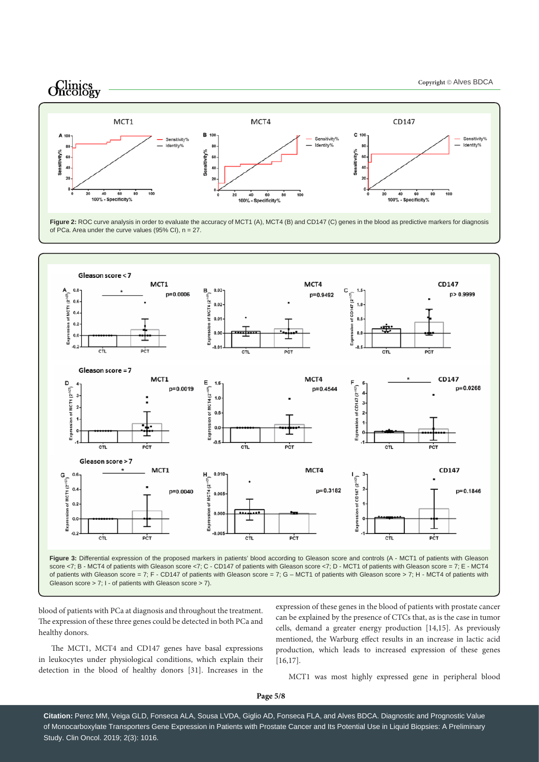**Figure 2:** ROC curve analysis in order to evaluate the accuracy of MCT1 (A), MCT4 (B) and CD147 (C) genes in the blood as predictive markers for diagnosis of PCa. Area under the curve values (95% CI), n = 27.

**Figure 3:** Differential expression of the proposed markers in patients' blood according to Gleason score and controls (A - MCT1 of patients with Gleason score <7; B - MCT4 of patients with Gleason score <7; C - CD147 of patients with Gleason score <7; D - MCT1 of patients with Gleason score = 7; E - MCT4 of patients with Gleason score = 7; F - CD147 of patients with Gleason score = 7; G – MCT1 of patients with Gleason score > 7; H - MCT4 of patients with Gleason score > 7; I - of patients with Gleason score > 7).

blood of patients with PCa at diagnosis and throughout the treatment. The expression of these three genes could be detected in both PCa and healthy donors.

The MCT1, MCT4 and CD147 genes have basal expressions in leukocytes under physiological conditions, which explain their detection in the blood of healthy donors [31]. Increases in the expression of these genes in the blood of patients with prostate cancer can be explained by the presence of CTCs that, as is the case in tumor cells, demand a greater energy production [14,15]. As previously mentioned, the Warburg effect results in an increase in lactic acid production, which leads to increased expression of these genes [16,17].

MCT1 was most highly expressed gene in peripheral blood

**Citation:** Perez MM, Veiga GLD, Fonseca ALA, Sousa LVDA, Giglio AD, Fonseca FLA, and Alves BDCA. Diagnostic and Prognostic Value of Monocarboxylate Transporters Gene Expression in Patients with Prostate Cancer and Its Potential Use in Liquid Biopsies: A Preliminary Study. Clin Oncol. 2019; 2(3): 1016.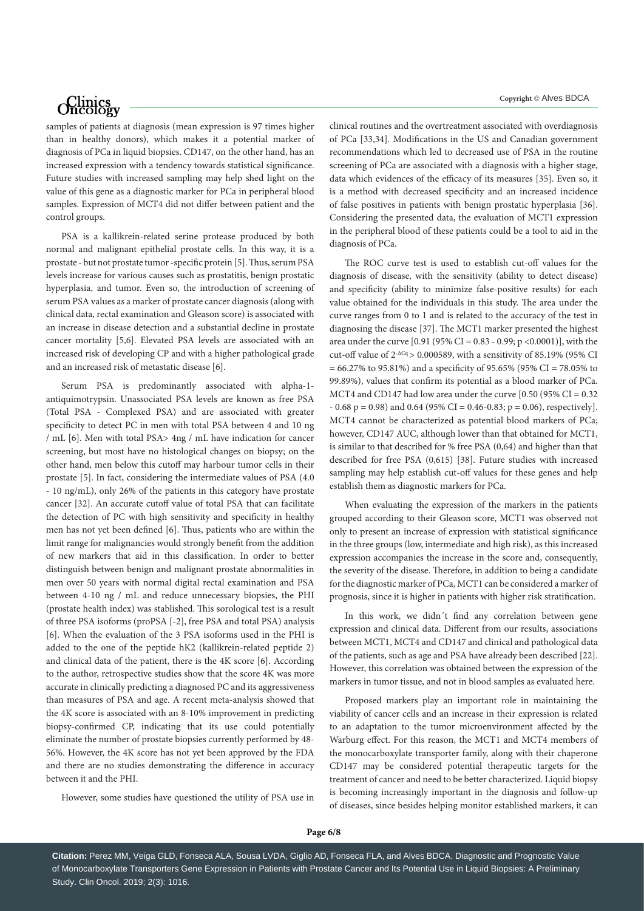samples of patients at diagnosis (mean expression is 97 times higher than in healthy donors), which makes it a potential marker of diagnosis of PCa in liquid biopsies. CD147, on the other hand, has an increased expression with a tendency towards statistical significance. Future studies with increased sampling may help shed light on the value of this gene as a diagnostic marker for PCa in peripheral blood samples. Expression of MCT4 did not differ between patient and the control groups.

PSA is a kallikrein-related serine protease produced by both normal and malignant epithelial prostate cells. In this way, it is a prostate - but not prostate tumor -specific protein [5]. Thus, serum PSA levels increase for various causes such as prostatitis, benign prostatic hyperplasia, and tumor. Even so, the introduction of screening of serum PSA values as a marker of prostate cancer diagnosis (along with clinical data, rectal examination and Gleason score) is associated with an increase in disease detection and a substantial decline in prostate cancer mortality [5,6]. Elevated PSA levels are associated with an increased risk of developing CP and with a higher pathological grade and an increased risk of metastatic disease [6].

Serum PSA is predominantly associated with alpha-1-antiquimotrypsin. Unassociated PSA levels are known as free PSA (Total PSA - Complexed PSA) and are associated with greater specificity to detect PC in men with total PSA between 4 and 10 ng / mL [6]. Men with total PSA> 4ng / mL have indication for cancer screening, but most have no histological changes on biopsy; on the other hand, men below this cutoff may harbour tumor cells in their prostate [5]. In fact, considering the intermediate values of PSA (4.0 - 10 ng/mL), only 26% of the patients in this category have prostate cancer [32]. An accurate cutoff value of total PSA that can facilitate the detection of PC with high sensitivity and specificity in healthy men has not yet been defined [6]. Thus, patients who are within the limit range for malignancies would strongly benefit from the addition of new markers that aid in this classification. In order to better distinguish between benign and malignant prostate abnormalities in men over 50 years with normal digital rectal examination and PSA between 4-10 ng / mL and reduce unnecessary biopsies, the PHI (prostate health index) was stablished. This sorological test is a result of three PSA isoforms (proPSA [-2], free PSA and total PSA) analysis [6]. When the evaluation of the 3 PSA isoforms used in the PHI is added to the one of the peptide hK2 (kallikrein-related peptide 2) and clinical data of the patient, there is the 4K score [6]. According to the author, retrospective studies show that the score 4K was more accurate in clinically predicting a diagnosed PC and its aggressiveness than measures of PSA and age. A recent meta-analysis showed that the 4K score is associated with an 8-10% improvement in predicting biopsy-confirmed CP, indicating that its use could potentially eliminate the number of prostate biopsies currently performed by 48-56%. However, the 4K score has not yet been approved by the FDA and there are no studies demonstrating the difference in accuracy between it and the PHI.

However, some studies have questioned the utility of PSA use in clinical routines and the overtreatment associated with overdiagnosis of PCa [33,34]. Modifications in the US and Canadian government recommendations which led to decreased use of PSA in the routine screening of PCa are associated with a diagnosis with a higher stage, data which evidences of the efficacy of its measures [35]. Even so, it is a method with decreased specificity and an increased incidence of false positives in patients with benign prostatic hyperplasia [36]. Considering the presented data, the evaluation of MCT1 expression in the peripheral blood of these patients could be a tool to aid in the diagnosis of PCa.

The ROC curve test is used to establish cut-off values for the diagnosis of disease, with the sensitivity (ability to detect disease) and specificity (ability to minimize false-positive results) for each value obtained for the individuals in this study. The area under the curve ranges from 0 to 1 and is related to the accuracy of the test in diagnosing the disease [37]. The MCT1 marker presented the highest area under the curve [0.91 (95% CI = 0.83 - 0.99; p <0.0001)], with the cut-off value of $2^{-\Delta Cq} > 0.000589$, with a sensitivity of 85.19% (95% CI = 66.27% to 95.81%) and a specificity of 95.65% (95% CI = 78.05% to 99.89%), values that confirm its potential as a blood marker of PCa. MCT4 and CD147 had low area under the curve [0.50 (95% CI = 0.32 - 0.68 p = 0.98) and 0.64 (95% CI = 0.46-0.83; p = 0.06), respectively]. MCT4 cannot be characterized as potential blood markers of PCa; however, CD147 AUC, although lower than that obtained for MCT1, is similar to that described for % free PSA (0,64) and higher than that described for free PSA (0,615) [38]. Future studies with increased sampling may help establish cut-off values for these genes and help establish them as diagnostic markers for PCa.

When evaluating the expression of the markers in the patients grouped according to their Gleason score, MCT1 was observed not only to present an increase of expression with statistical significance in the three groups (low, intermediate and high risk), as this increased expression accompanies the increase in the score and, consequently, the severity of the disease. Therefore, in addition to being a candidate for the diagnostic marker of PCa, MCT1 can be considered a marker of prognosis, since it is higher in patients with higher risk stratification.

In this work, we didn´t find any correlation between gene expression and clinical data. Different from our results, associations between MCT1, MCT4 and CD147 and clinical and pathological data of the patients, such as age and PSA have already been described [22]. However, this correlation was obtained between the expression of the markers in tumor tissue, and not in blood samples as evaluated here.

Proposed markers play an important role in maintaining the viability of cancer cells and an increase in their expression is related to an adaptation to the tumor microenvironment affected by the Warburg effect. For this reason, the MCT1 and MCT4 members of the monocarboxylate transporter family, along with their chaperone CD147 may be considered potential therapeutic targets for the treatment of cancer and need to be better characterized. Liquid biopsy is becoming increasingly important in the diagnosis and follow-up of diseases, since besides helping monitor established markers, it can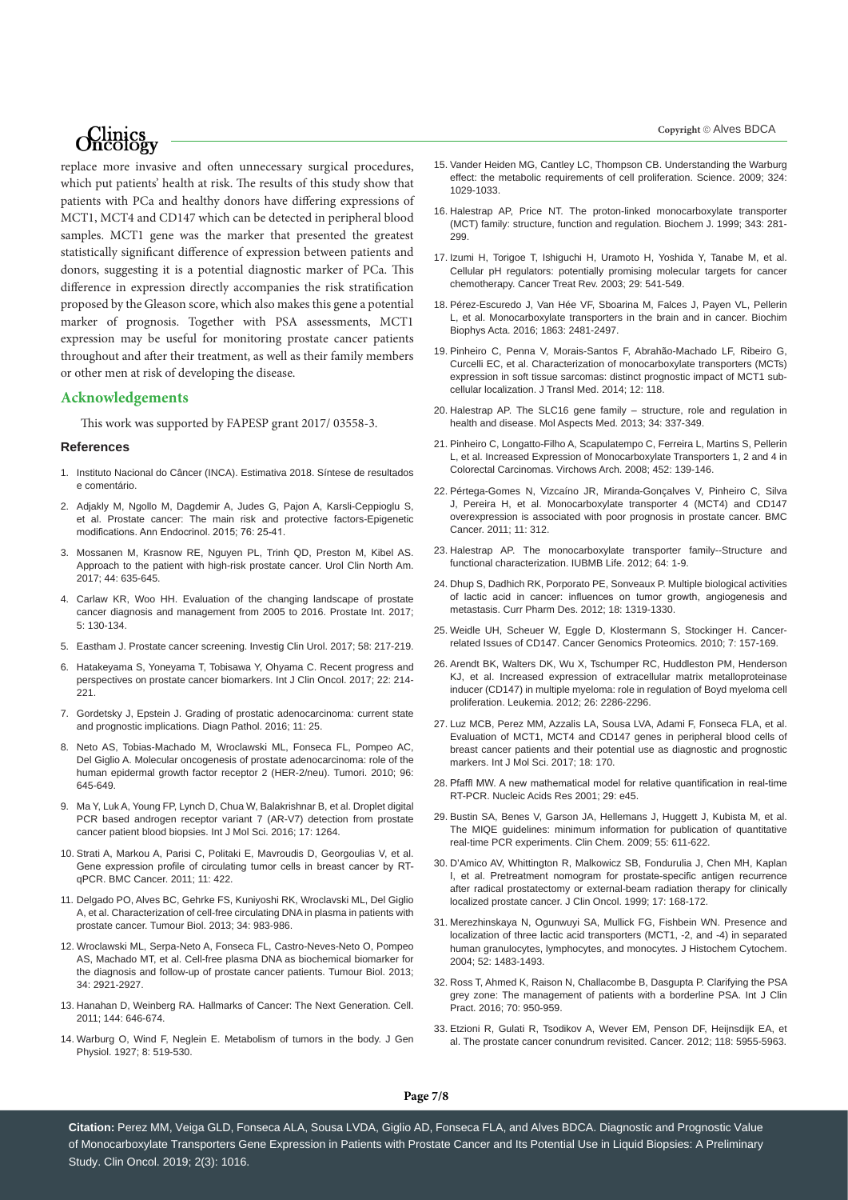replace more invasive and often unnecessary surgical procedures, which put patients' health at risk. The results of this study show that patients with PCa and healthy donors have differing expressions of MCT1, MCT4 and CD147 which can be detected in peripheral blood samples. MCT1 gene was the marker that presented the greatest statistically significant difference of expression between patients and donors, suggesting it is a potential diagnostic marker of PCa. This difference in expression directly accompanies the risk stratification proposed by the Gleason score, which also makes this gene a potential marker of prognosis. Together with PSA assessments, MCT1 expression may be useful for monitoring prostate cancer patients throughout and after their treatment, as well as their family members or other men at risk of developing the disease.

## Acknowledgements

This work was supported by FAPESP grant 2017/ 03558-3.

## References

1. Instituto Nacional do Câncer (INCA). Estimativa 2018. Síntese de resultados e comentário.
2. Adjakly M, Ngollo M, Dagdemir A, Judes G, Pajon A, Karsli-Ceppioglu S, et al. Prostate cancer: The main risk and protective factors-Epigenetic modifications. Ann Endocrinol. 2015; 76: 25-41.
3. Mossanen M, Krasnow RE, Nguyen PL, Trinh QD, Preston M, Kibel AS. Approach to the patient with high-risk prostate cancer. Urol Clin North Am. 2017; 44: 635-645.
4. Carlaw KR, Woo HH. Evaluation of the changing landscape of prostate cancer diagnosis and management from 2005 to 2016. Prostate Int. 2017; 5: 130-134.
5. Eastham J. Prostate cancer screening. Investig Clin Urol. 2017; 58: 217-219.
6. Hatakeyama S, Yoneyama T, Tobisawa Y, Ohyama C. Recent progress and perspectives on prostate cancer biomarkers. Int J Clin Oncol. 2017; 22: 214-221.
7. Gordetsky J, Epstein J. Grading of prostatic adenocarcinoma: current state and prognostic implications. Diagn Pathol. 2016; 11: 25.
8. Neto AS, Tobias-Machado M, Wroclawski ML, Fonseca FL, Pompeo AC, Del Giglio A. Molecular oncogenesis of prostate adenocarcinoma: role of the human epidermal growth factor receptor 2 (HER-2/neu). Tumori. 2010; 96: 645-649.
9. Ma Y, Luk A, Young FP, Lynch D, Chua W, Balakrishnar B, et al. Droplet digital PCR based androgen receptor variant 7 (AR-V7) detection from prostate cancer patient blood biopsies. Int J Mol Sci. 2016; 17: 1264.
10. Strati A, Markou A, Parisi C, Politaki E, Mavroudis D, Georgoulias V, et al. Gene expression profile of circulating tumor cells in breast cancer by RT-qPCR. BMC Cancer. 2011; 11: 422.
11. Delgado PO, Alves BC, Gehrke FS, Kuniyoshi RK, Wroclavski ML, Del Giglio A, et al. Characterization of cell-free circulating DNA in plasma in patients with prostate cancer. Tumour Biol. 2013; 34: 983-986.
12. Wroclawski ML, Serpa-Neto A, Fonseca FL, Castro-Neves-Neto O, Pompeo AS, Machado MT, et al. Cell-free plasma DNA as biochemical biomarker for the diagnosis and follow-up of prostate cancer patients. Tumour Biol. 2013; 34: 2921-2927.
13. Hanahan D, Weinberg RA. Hallmarks of Cancer: The Next Generation. Cell. 2011; 144: 646-674.
14. Warburg O, Wind F, Neglein E. Metabolism of tumors in the body. J Gen Physiol. 1927; 8: 519-530.
15. Vander Heiden MG, Cantley LC, Thompson CB. Understanding the Warburg effect: the metabolic requirements of cell proliferation. Science. 2009; 324: 1029-1033.
16. Halestrap AP, Price NT. The proton-linked monocarboxylate transporter (MCT) family: structure, function and regulation. Biochem J. 1999; 343: 281-299.
17. Izumi H, Torigoe T, Ishiguchi H, Uramoto H, Yoshida Y, Tanabe M, et al. Cellular pH regulators: potentially promising molecular targets for cancer chemotherapy. Cancer Treat Rev. 2003; 29: 541-549.
18. Pérez-Escuredo J, Van Hée VF, Sboarina M, Falces J, Payen VL, Pellerin L, et al. Monocarboxylate transporters in the brain and in cancer. Biochim Biophys Acta. 2016; 1863: 2481-2497.
19. Pinheiro C, Penna V, Morais-Santos F, Abrahão-Machado LF, Ribeiro G, Curcelli EC, et al. Characterization of monocarboxylate transporters (MCTs) expression in soft tissue sarcomas: distinct prognostic impact of MCT1 sub-cellular localization. J Transl Med. 2014; 12: 118.
20. Halestrap AP. The SLC16 gene family – structure, role and regulation in health and disease. Mol Aspects Med. 2013; 34: 337-349.
21. Pinheiro C, Longatto-Filho A, Scapulatempo C, Ferreira L, Martins S, Pellerin L, et al. Increased Expression of Monocarboxylate Transporters 1, 2 and 4 in Colorectal Carcinomas. Virchows Arch. 2008; 452: 139-146.
22. Pértega-Gomes N, Vizcaíno JR, Miranda-Gonçalves V, Pinheiro C, Silva J, Pereira H, et al. Monocarboxylate transporter 4 (MCT4) and CD147 overexpression is associated with poor prognosis in prostate cancer. BMC Cancer. 2011; 11: 312.
23. Halestrap AP. The monocarboxylate transporter family--Structure and functional characterization. IUBMB Life. 2012; 64: 1-9.
24. Dhup S, Dadhich RK, Porporato PE, Sonveaux P. Multiple biological activities of lactic acid in cancer: influences on tumor growth, angiogenesis and metastasis. Curr Pharm Des. 2012; 18: 1319-1330.
25. Weidle UH, Scheuer W, Eggle D, Klostermann S, Stockinger H. Cancer-related Issues of CD147. Cancer Genomics Proteomics. 2010; 7: 157-169.
26. Arendt BK, Walters DK, Wu X, Tschumper RC, Huddleston PM, Henderson KJ, et al. Increased expression of extracellular matrix metalloproteinase inducer (CD147) in multiple myeloma: role in regulation of Boyd myeloma cell proliferation. Leukemia. 2012; 26: 2286-2296.
27. Luz MCB, Perez MM, Azzalis LA, Sousa LVA, Adami F, Fonseca FLA, et al. Evaluation of MCT1, MCT4 and CD147 genes in peripheral blood cells of breast cancer patients and their potential use as diagnostic and prognostic markers. Int J Mol Sci. 2017; 18: 170.
28. Pfaffl MW. A new mathematical model for relative quantification in real-time RT-PCR. Nucleic Acids Res 2001; 29: e45.
29. Bustin SA, Benes V, Garson JA, Hellemans J, Huggett J, Kubista M, et al. The MIQE guidelines: minimum information for publication of quantitative real-time PCR experiments. Clin Chem. 2009; 55: 611-622.
30. D'Amico AV, Whittington R, Malkowicz SB, Fondurulia J, Chen MH, Kaplan I, et al. Pretreatment nomogram for prostate-specific antigen recurrence after radical prostatectomy or external-beam radiation therapy for clinically localized prostate cancer. J Clin Oncol. 1999; 17: 168-172.
31. Merezhinskaya N, Ogunwuyi SA, Mullick FG, Fishbein WN. Presence and localization of three lactic acid transporters (MCT1, -2, and -4) in separated human granulocytes, lymphocytes, and monocytes. J Histochem Cytochem. 2004; 52: 1483-1493.
32. Ross T, Ahmed K, Raison N, Challacombe B, Dasgupta P. Clarifying the PSA grey zone: The management of patients with a borderline PSA. Int J Clin Pract. 2016; 70: 950-959.
33. Etzioni R, Gulati R, Tsodikov A, Wever EM, Penson DF, Heijnsdijk EA, et al. The prostate cancer conundrum revisited. Cancer. 2012; 118: 5955-5963.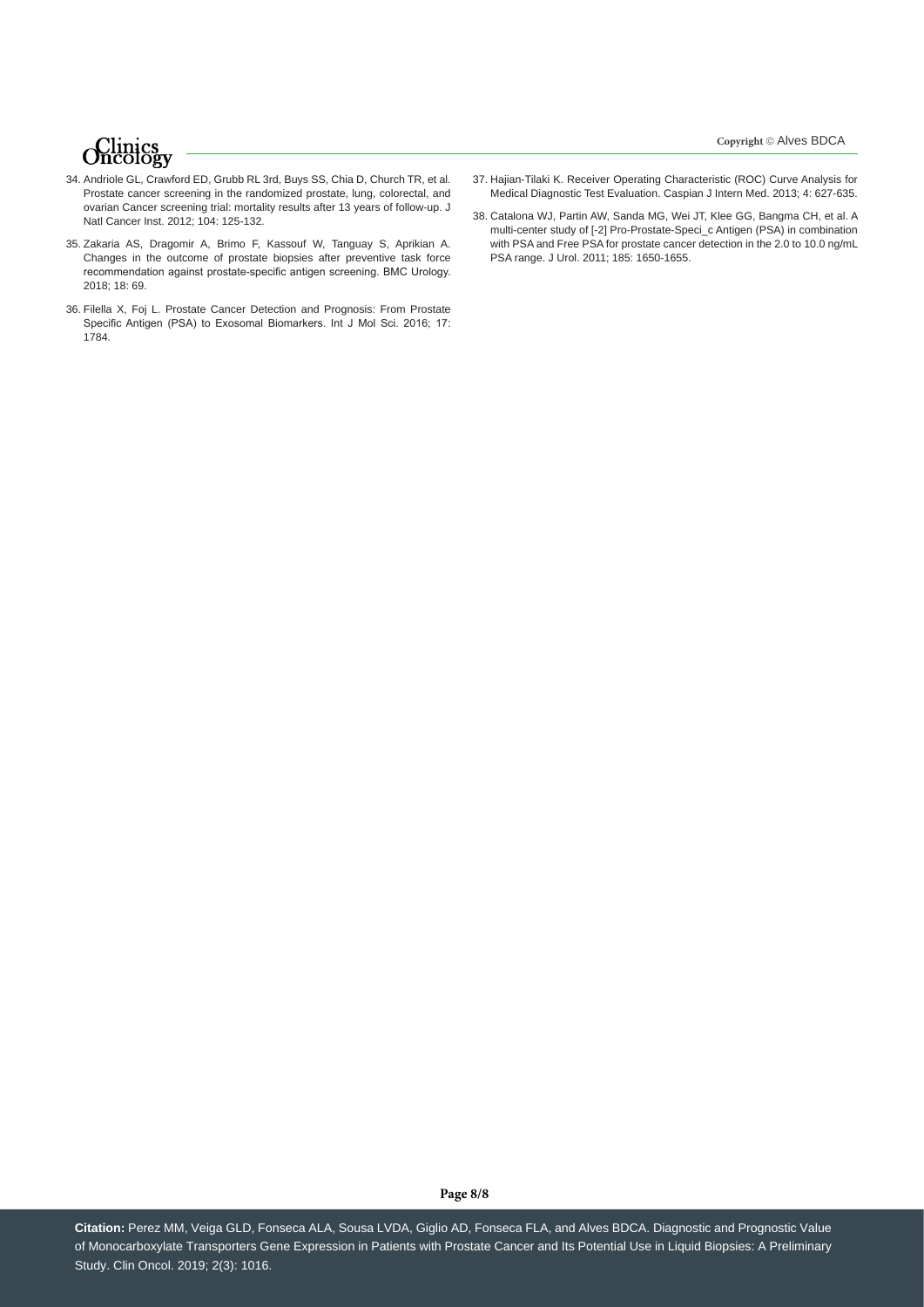34. Andriole GL, Crawford ED, Grubb RL 3rd, Buys SS, Chia D, Church TR, et al. Prostate cancer screening in the randomized prostate, lung, colorectal, and ovarian Cancer screening trial: mortality results after 13 years of follow-up. J Natl Cancer Inst. 2012; 104: 125-132.

35. Zakaria AS, Dragomir A, Brimo F, Kassouf W, Tanguay S, Aprikian A. Changes in the outcome of prostate biopsies after preventive task force recommendation against prostate-specific antigen screening. BMC Urology. 2018; 18: 69.

36. Filella X, Foj L. Prostate Cancer Detection and Prognosis: From Prostate Specific Antigen (PSA) to Exosomal Biomarkers. Int J Mol Sci. 2016; 17: 1784.

37. Hajian-Tilaki K. Receiver Operating Characteristic (ROC) Curve Analysis for Medical Diagnostic Test Evaluation. Caspian J Intern Med. 2013; 4: 627-635.

38. Catalona WJ, Partin AW, Sanda MG, Wei JT, Klee GG, Bangma CH, et al. A multi-center study of [-2] Pro-Prostate-Speci_c Antigen (PSA) in combination with PSA and Free PSA for prostate cancer detection in the 2.0 to 10.0 ng/mL PSA range. J Urol. 2011; 185: 1650-1655.